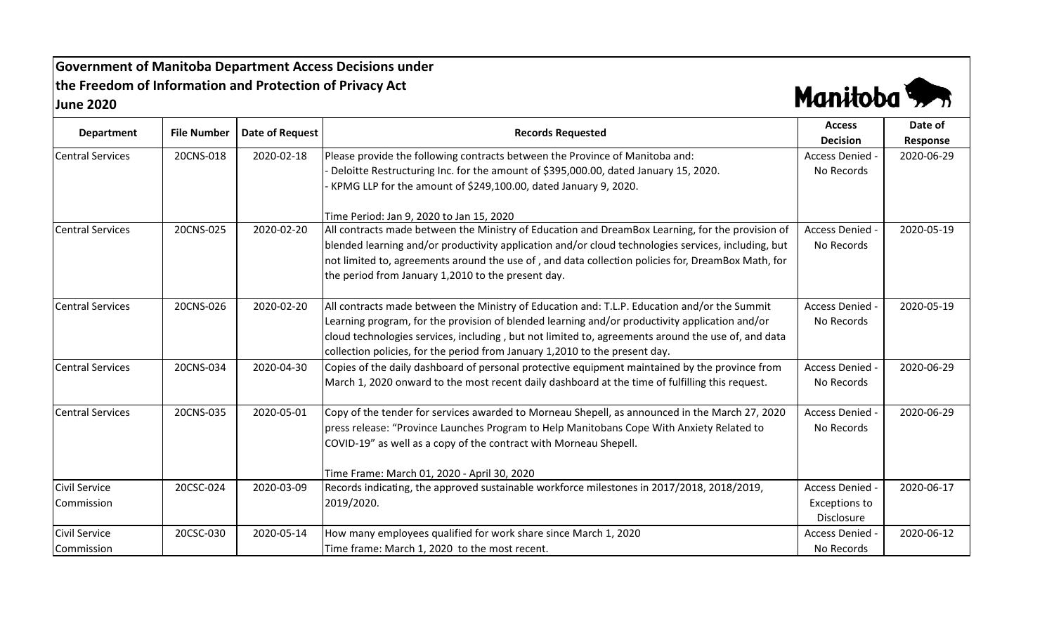# Government of Manitoba Department Access Decisions under the Freedom of Information and Protection of Privacy Act

## June 2020

Manitoba

| Department | File Number | Date of Request | Records Requested | Access Decision | Date of Response |
|---|---|---|---|---|---|
| Central Services | 20CNS-018 | 2020-02-18 | Please provide the following contracts between the Province of Manitoba and:<br>- Deloitte Restructuring Inc. for the amount of $395,000.00, dated January 15, 2020.<br>- KPMG LLP for the amount of $249,100.00, dated January 9, 2020.<br><br>Time Period: Jan 9, 2020 to Jan 15, 2020 | Access Denied - No Records | 2020-06-29 |
| Central Services | 20CNS-025 | 2020-02-20 | All contracts made between the Ministry of Education and DreamBox Learning, for the provision of blended learning and/or productivity application and/or cloud technologies services, including, but not limited to, agreements around the use of , and data collection policies for, DreamBox Math, for the period from January 1,2010 to the present day. | Access Denied - No Records | 2020-05-19 |
| Central Services | 20CNS-026 | 2020-02-20 | All contracts made between the Ministry of Education and: T.L.P. Education and/or the Summit Learning program, for the provision of blended learning and/or productivity application and/or cloud technologies services, including , but not limited to, agreements around the use of, and data collection policies, for the period from January 1,2010 to the present day. | Access Denied - No Records | 2020-05-19 |
| Central Services | 20CNS-034 | 2020-04-30 | Copies of the daily dashboard of personal protective equipment maintained by the province from March 1, 2020 onward to the most recent daily dashboard at the time of fulfilling this request. | Access Denied - No Records | 2020-06-29 |
| Central Services | 20CNS-035 | 2020-05-01 | Copy of the tender for services awarded to Morneau Shepell, as announced in the March 27, 2020 press release: "Province Launches Program to Help Manitobans Cope With Anxiety Related to COVID-19" as well as a copy of the contract with Morneau Shepell.<br><br>Time Frame: March 01, 2020 - April 30, 2020 | Access Denied - No Records | 2020-06-29 |
| Civil Service Commission | 20CSC-024 | 2020-03-09 | Records indicating, the approved sustainable workforce milestones in 2017/2018, 2018/2019, 2019/2020. | Access Denied - Exceptions to Disclosure | 2020-06-17 |
| Civil Service Commission | 20CSC-030 | 2020-05-14 | How many employees qualified for work share since March 1, 2020<br>Time frame: March 1, 2020 to the most recent. | Access Denied - No Records | 2020-06-12 |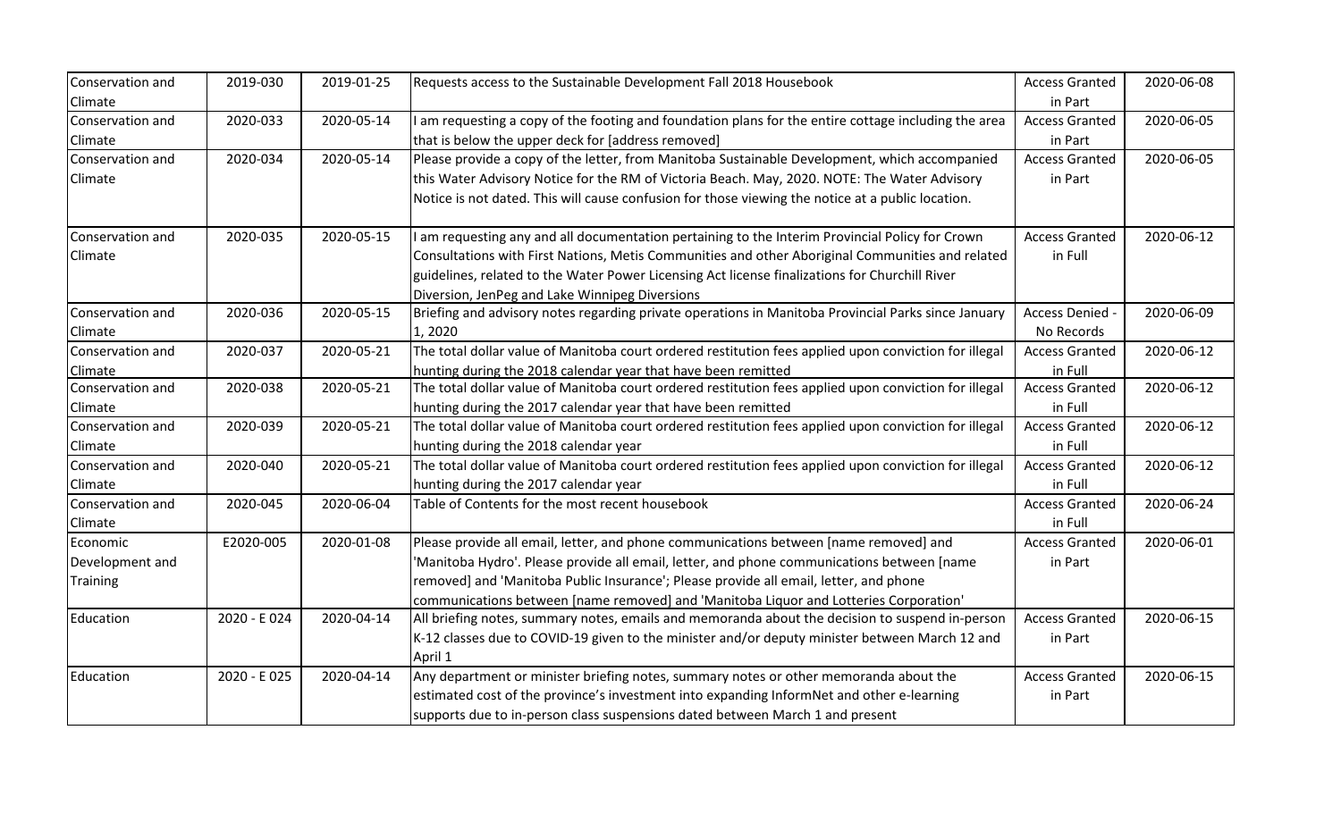| | | | | | |
|---|---|---|---|---|---|
| Conservation and Climate | 2019-030 | 2019-01-25 | Requests access to the Sustainable Development Fall 2018 Housebook | Access Granted in Part | 2020-06-08 |
| Conservation and Climate | 2020-033 | 2020-05-14 | I am requesting a copy of the footing and foundation plans for the entire cottage including the area that is below the upper deck for [address removed] | Access Granted in Part | 2020-06-05 |
| Conservation and Climate | 2020-034 | 2020-05-14 | Please provide a copy of the letter, from Manitoba Sustainable Development, which accompanied this Water Advisory Notice for the RM of Victoria Beach. May, 2020. NOTE: The Water Advisory Notice is not dated. This will cause confusion for those viewing the notice at a public location. | Access Granted in Part | 2020-06-05 |
| Conservation and Climate | 2020-035 | 2020-05-15 | I am requesting any and all documentation pertaining to the Interim Provincial Policy for Crown Consultations with First Nations, Metis Communities and other Aboriginal Communities and related guidelines, related to the Water Power Licensing Act license finalizations for Churchill River Diversion, JenPeg and Lake Winnipeg Diversions | Access Granted in Full | 2020-06-12 |
| Conservation and Climate | 2020-036 | 2020-05-15 | Briefing and advisory notes regarding private operations in Manitoba Provincial Parks since January 1, 2020 | Access Denied - No Records | 2020-06-09 |
| Conservation and Climate | 2020-037 | 2020-05-21 | The total dollar value of Manitoba court ordered restitution fees applied upon conviction for illegal hunting during the 2018 calendar year that have been remitted | Access Granted in Full | 2020-06-12 |
| Conservation and Climate | 2020-038 | 2020-05-21 | The total dollar value of Manitoba court ordered restitution fees applied upon conviction for illegal hunting during the 2017 calendar year that have been remitted | Access Granted in Full | 2020-06-12 |
| Conservation and Climate | 2020-039 | 2020-05-21 | The total dollar value of Manitoba court ordered restitution fees applied upon conviction for illegal hunting during the 2018 calendar year | Access Granted in Full | 2020-06-12 |
| Conservation and Climate | 2020-040 | 2020-05-21 | The total dollar value of Manitoba court ordered restitution fees applied upon conviction for illegal hunting during the 2017 calendar year | Access Granted in Full | 2020-06-12 |
| Conservation and Climate | 2020-045 | 2020-06-04 | Table of Contents for the most recent housebook | Access Granted in Full | 2020-06-24 |
| Economic Development and Training | E2020-005 | 2020-01-08 | Please provide all email, letter, and phone communications between [name removed] and 'Manitoba Hydro'. Please provide all email, letter, and phone communications between [name removed] and 'Manitoba Public Insurance'; Please provide all email, letter, and phone communications between [name removed] and 'Manitoba Liquor and Lotteries Corporation' | Access Granted in Part | 2020-06-01 |
| Education | 2020 - E 024 | 2020-04-14 | All briefing notes, summary notes, emails and memoranda about the decision to suspend in-person K-12 classes due to COVID-19 given to the minister and/or deputy minister between March 12 and April 1 | Access Granted in Part | 2020-06-15 |
| Education | 2020 - E 025 | 2020-04-14 | Any department or minister briefing notes, summary notes or other memoranda about the estimated cost of the province's investment into expanding InformNet and other e-learning supports due to in-person class suspensions dated between March 1 and present | Access Granted in Part | 2020-06-15 |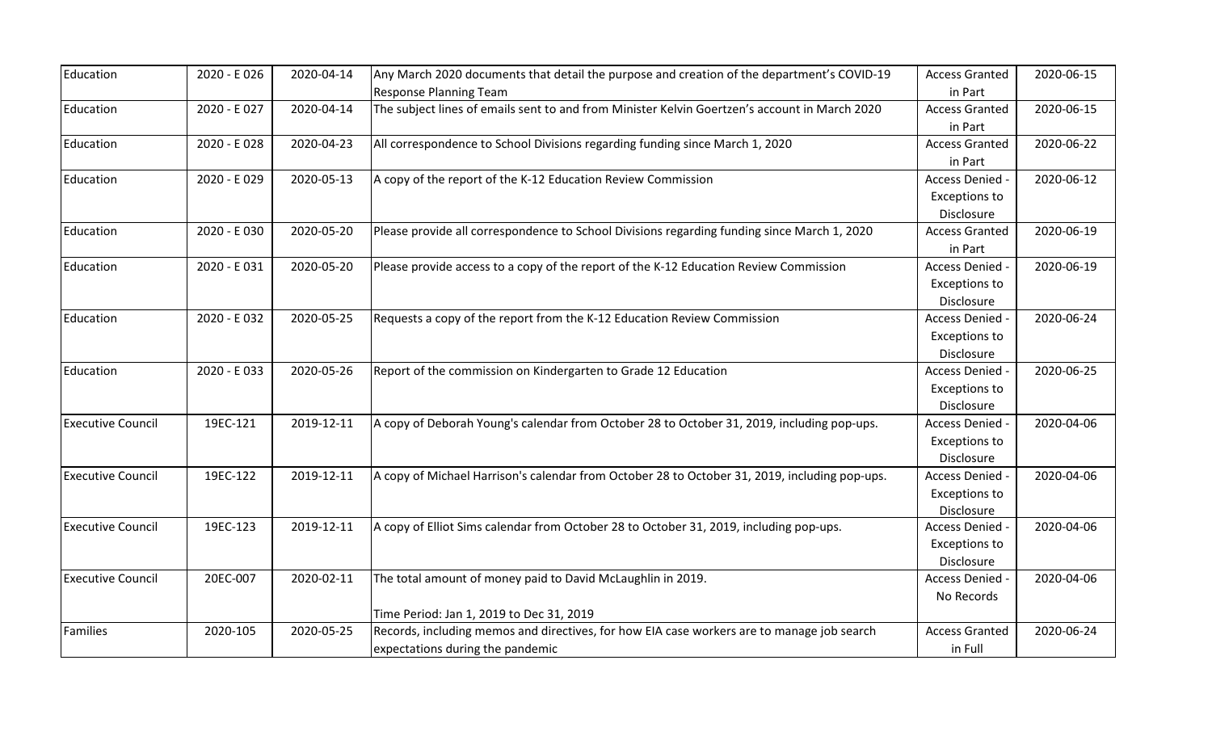| Education | 2020 - E 026 | 2020-04-14 | Any March 2020 documents that detail the purpose and creation of the department's COVID-19 Response Planning Team | Access Granted in Part | 2020-06-15 |
|---|---|---|---|---|---|
| Education | 2020 - E 027 | 2020-04-14 | The subject lines of emails sent to and from Minister Kelvin Goertzen's account in March 2020 | Access Granted in Part | 2020-06-15 |
| Education | 2020 - E 028 | 2020-04-23 | All correspondence to School Divisions regarding funding since March 1, 2020 | Access Granted in Part | 2020-06-22 |
| Education | 2020 - E 029 | 2020-05-13 | A copy of the report of the K-12 Education Review Commission | Access Denied - Exceptions to Disclosure | 2020-06-12 |
| Education | 2020 - E 030 | 2020-05-20 | Please provide all correspondence to School Divisions regarding funding since March 1, 2020 | Access Granted in Part | 2020-06-19 |
| Education | 2020 - E 031 | 2020-05-20 | Please provide access to a copy of the report of the K-12 Education Review Commission | Access Denied - Exceptions to Disclosure | 2020-06-19 |
| Education | 2020 - E 032 | 2020-05-25 | Requests a copy of the report from the K-12 Education Review Commission | Access Denied - Exceptions to Disclosure | 2020-06-24 |
| Education | 2020 - E 033 | 2020-05-26 | Report of the commission on Kindergarten to Grade 12 Education | Access Denied - Exceptions to Disclosure | 2020-06-25 |
| Executive Council | 19EC-121 | 2019-12-11 | A copy of Deborah Young's calendar from October 28 to October 31, 2019, including pop-ups. | Access Denied - Exceptions to Disclosure | 2020-04-06 |
| Executive Council | 19EC-122 | 2019-12-11 | A copy of Michael Harrison's calendar from October 28 to October 31, 2019, including pop-ups. | Access Denied - Exceptions to Disclosure | 2020-04-06 |
| Executive Council | 19EC-123 | 2019-12-11 | A copy of Elliot Sims calendar from October 28 to October 31, 2019, including pop-ups. | Access Denied - Exceptions to Disclosure | 2020-04-06 |
| Executive Council | 20EC-007 | 2020-02-11 | The total amount of money paid to David McLaughlin in 2019. Time Period: Jan 1, 2019 to Dec 31, 2019 | Access Denied - No Records | 2020-04-06 |
| Families | 2020-105 | 2020-05-25 | Records, including memos and directives, for how EIA case workers are to manage job search expectations during the pandemic | Access Granted in Full | 2020-06-24 |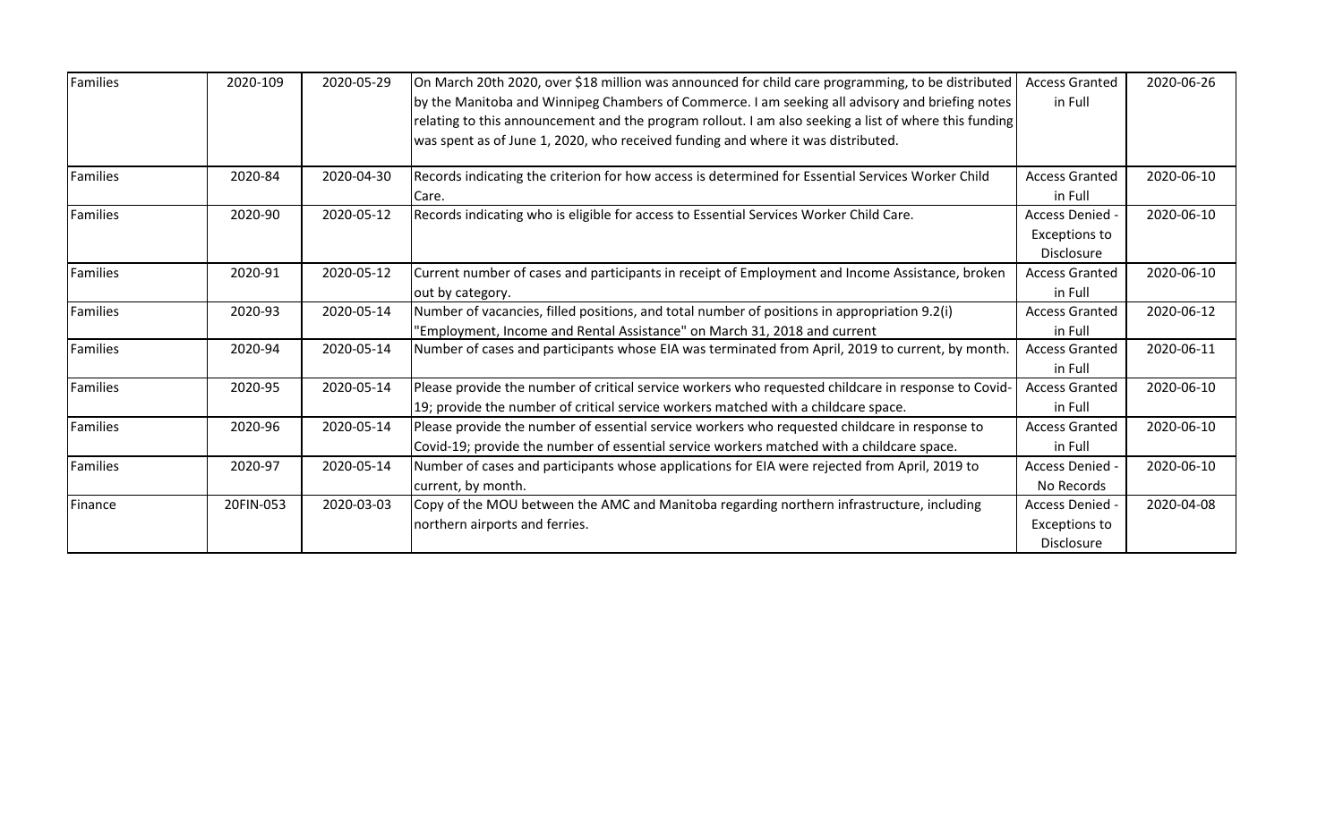| | | | | | |
|---|---|---|---|---|---|
| Families | 2020-109 | 2020-05-29 | On March 20th 2020, over $18 million was announced for child care programming, to be distributed by the Manitoba and Winnipeg Chambers of Commerce. I am seeking all advisory and briefing notes relating to this announcement and the program rollout. I am also seeking a list of where this funding was spent as of June 1, 2020, who received funding and where it was distributed. | Access Granted in Full | 2020-06-26 |
| Families | 2020-84 | 2020-04-30 | Records indicating the criterion for how access is determined for Essential Services Worker Child Care. | Access Granted in Full | 2020-06-10 |
| Families | 2020-90 | 2020-05-12 | Records indicating who is eligible for access to Essential Services Worker Child Care. | Access Denied - Exceptions to Disclosure | 2020-06-10 |
| Families | 2020-91 | 2020-05-12 | Current number of cases and participants in receipt of Employment and Income Assistance, broken out by category. | Access Granted in Full | 2020-06-10 |
| Families | 2020-93 | 2020-05-14 | Number of vacancies, filled positions, and total number of positions in appropriation 9.2(i) "Employment, Income and Rental Assistance" on March 31, 2018 and current | Access Granted in Full | 2020-06-12 |
| Families | 2020-94 | 2020-05-14 | Number of cases and participants whose EIA was terminated from April, 2019 to current, by month. | Access Granted in Full | 2020-06-11 |
| Families | 2020-95 | 2020-05-14 | Please provide the number of critical service workers who requested childcare in response to Covid-19; provide the number of critical service workers matched with a childcare space. | Access Granted in Full | 2020-06-10 |
| Families | 2020-96 | 2020-05-14 | Please provide the number of essential service workers who requested childcare in response to Covid-19; provide the number of essential service workers matched with a childcare space. | Access Granted in Full | 2020-06-10 |
| Families | 2020-97 | 2020-05-14 | Number of cases and participants whose applications for EIA were rejected from April, 2019 to current, by month. | Access Denied - No Records | 2020-06-10 |
| Finance | 20FIN-053 | 2020-03-03 | Copy of the MOU between the AMC and Manitoba regarding northern infrastructure, including northern airports and ferries. | Access Denied - Exceptions to Disclosure | 2020-04-08 |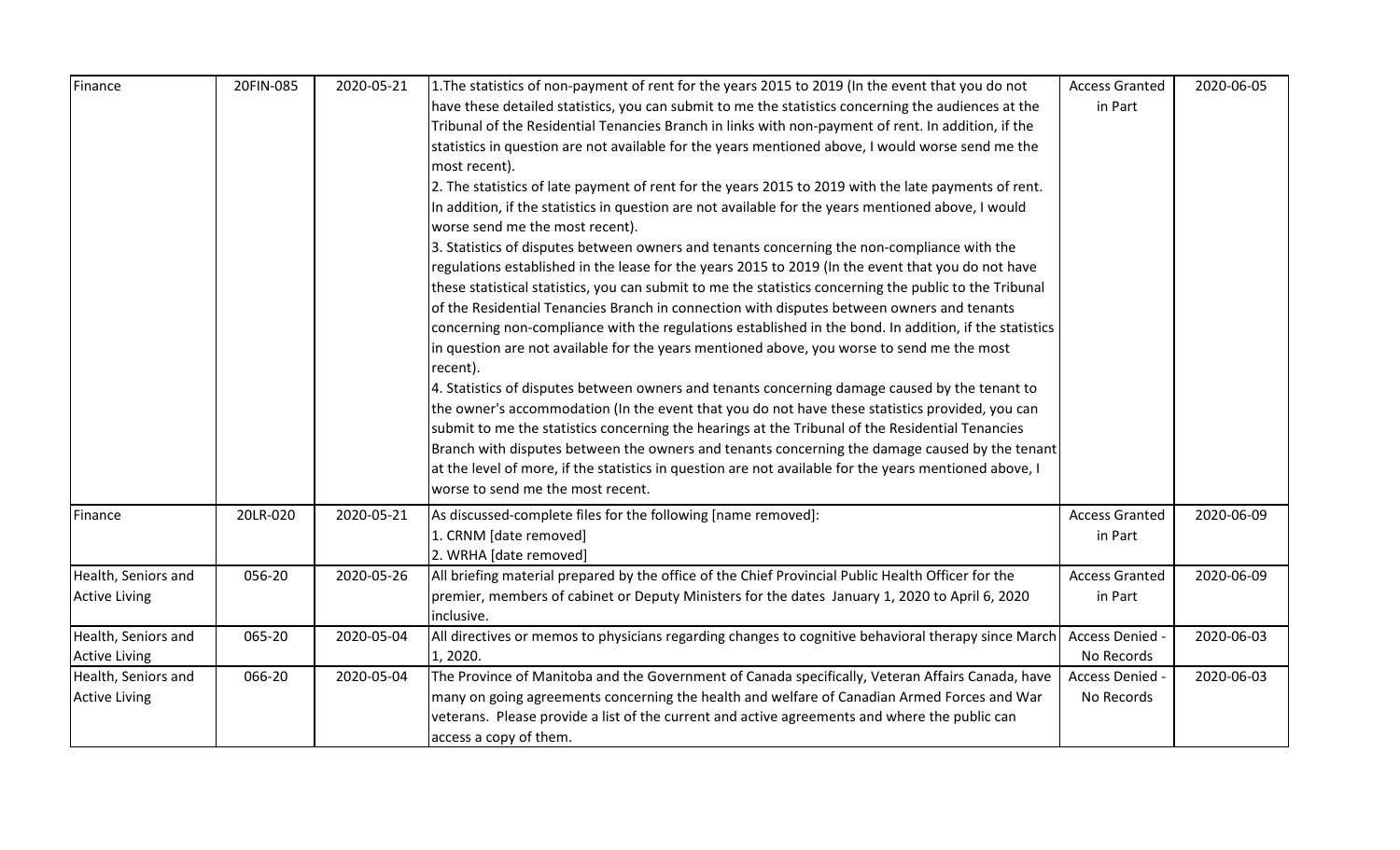| Finance | 20FIN-085 | 2020-05-21 | 1.The statistics of non-payment of rent for the years 2015 to 2019 (In the event that you do not have these detailed statistics, you can submit to me the statistics concerning the audiences at the Tribunal of the Residential Tenancies Branch in links with non-payment of rent. In addition, if the statistics in question are not available for the years mentioned above, I would worse send me the most recent).<br>2. The statistics of late payment of rent for the years 2015 to 2019 with the late payments of rent. In addition, if the statistics in question are not available for the years mentioned above, I would worse send me the most recent).<br>3. Statistics of disputes between owners and tenants concerning the non-compliance with the regulations established in the lease for the years 2015 to 2019 (In the event that you do not have these statistical statistics, you can submit to me the statistics concerning the public to the Tribunal of the Residential Tenancies Branch in connection with disputes between owners and tenants concerning non-compliance with the regulations established in the bond. In addition, if the statistics in question are not available for the years mentioned above, you worse to send me the most recent).<br>4. Statistics of disputes between owners and tenants concerning damage caused by the tenant to the owner's accommodation (In the event that you do not have these statistics provided, you can submit to me the statistics concerning the hearings at the Tribunal of the Residential Tenancies Branch with disputes between the owners and tenants concerning the damage caused by the tenant at the level of more, if the statistics in question are not available for the years mentioned above, I worse to send me the most recent. | Access Granted in Part | 2020-06-05 |
|---|---|---|---|---|---|
| Finance | 20LR-020 | 2020-05-21 | As discussed-complete files for the following [name removed]:<br>1. CRNM [date removed]<br>2. WRHA [date removed] | Access Granted in Part | 2020-06-09 |
| Health, Seniors and Active Living | 056-20 | 2020-05-26 | All briefing material prepared by the office of the Chief Provincial Public Health Officer for the premier, members of cabinet or Deputy Ministers for the dates January 1, 2020 to April 6, 2020 inclusive. | Access Granted in Part | 2020-06-09 |
| Health, Seniors and Active Living | 065-20 | 2020-05-04 | All directives or memos to physicians regarding changes to cognitive behavioral therapy since March 1, 2020. | Access Denied - No Records | 2020-06-03 |
| Health, Seniors and Active Living | 066-20 | 2020-05-04 | The Province of Manitoba and the Government of Canada specifically, Veteran Affairs Canada, have many on going agreements concerning the health and welfare of Canadian Armed Forces and War veterans. Please provide a list of the current and active agreements and where the public can access a copy of them. | Access Denied - No Records | 2020-06-03 |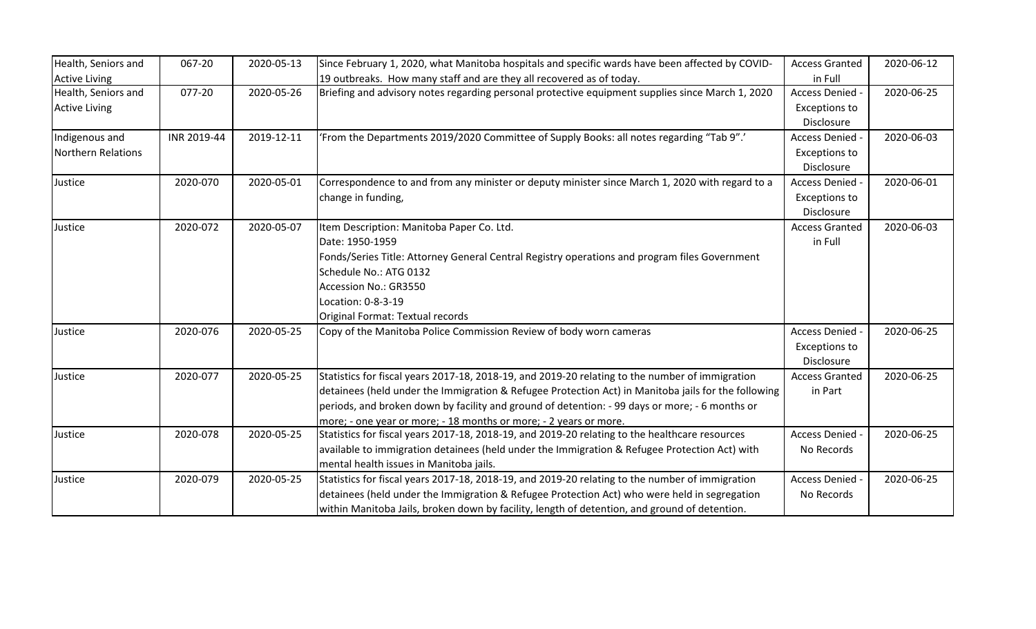| Health, Seniors and Active Living | 067-20 | 2020-05-13 | Since February 1, 2020, what Manitoba hospitals and specific wards have been affected by COVID-19 outbreaks. How many staff and are they all recovered as of today. | Access Granted in Full | 2020-06-12 |
|---|---|---|---|---|---|
| Health, Seniors and Active Living | 077-20 | 2020-05-26 | Briefing and advisory notes regarding personal protective equipment supplies since March 1, 2020 | Access Denied - Exceptions to Disclosure | 2020-06-25 |
| Indigenous and Northern Relations | INR 2019-44 | 2019-12-11 | 'From the Departments 2019/2020 Committee of Supply Books: all notes regarding "Tab 9".' | Access Denied - Exceptions to Disclosure | 2020-06-03 |
| Justice | 2020-070 | 2020-05-01 | Correspondence to and from any minister or deputy minister since March 1, 2020 with regard to a change in funding, | Access Denied - Exceptions to Disclosure | 2020-06-01 |
| Justice | 2020-072 | 2020-05-07 | Item Description: Manitoba Paper Co. Ltd.<br>Date: 1950-1959<br>Fonds/Series Title: Attorney General Central Registry operations and program files Government Schedule No.: ATG 0132<br>Accession No.: GR3550<br>Location: 0-8-3-19<br>Original Format: Textual records | Access Granted in Full | 2020-06-03 |
| Justice | 2020-076 | 2020-05-25 | Copy of the Manitoba Police Commission Review of body worn cameras | Access Denied - Exceptions to Disclosure | 2020-06-25 |
| Justice | 2020-077 | 2020-05-25 | Statistics for fiscal years 2017-18, 2018-19, and 2019-20 relating to the number of immigration detainees (held under the Immigration & Refugee Protection Act) in Manitoba jails for the following periods, and broken down by facility and ground of detention: - 99 days or more; - 6 months or more; - one year or more; - 18 months or more; - 2 years or more. | Access Granted in Part | 2020-06-25 |
| Justice | 2020-078 | 2020-05-25 | Statistics for fiscal years 2017-18, 2018-19, and 2019-20 relating to the healthcare resources available to immigration detainees (held under the Immigration & Refugee Protection Act) with mental health issues in Manitoba jails. | Access Denied - No Records | 2020-06-25 |
| Justice | 2020-079 | 2020-05-25 | Statistics for fiscal years 2017-18, 2018-19, and 2019-20 relating to the number of immigration detainees (held under the Immigration & Refugee Protection Act) who were held in segregation within Manitoba Jails, broken down by facility, length of detention, and ground of detention. | Access Denied - No Records | 2020-06-25 |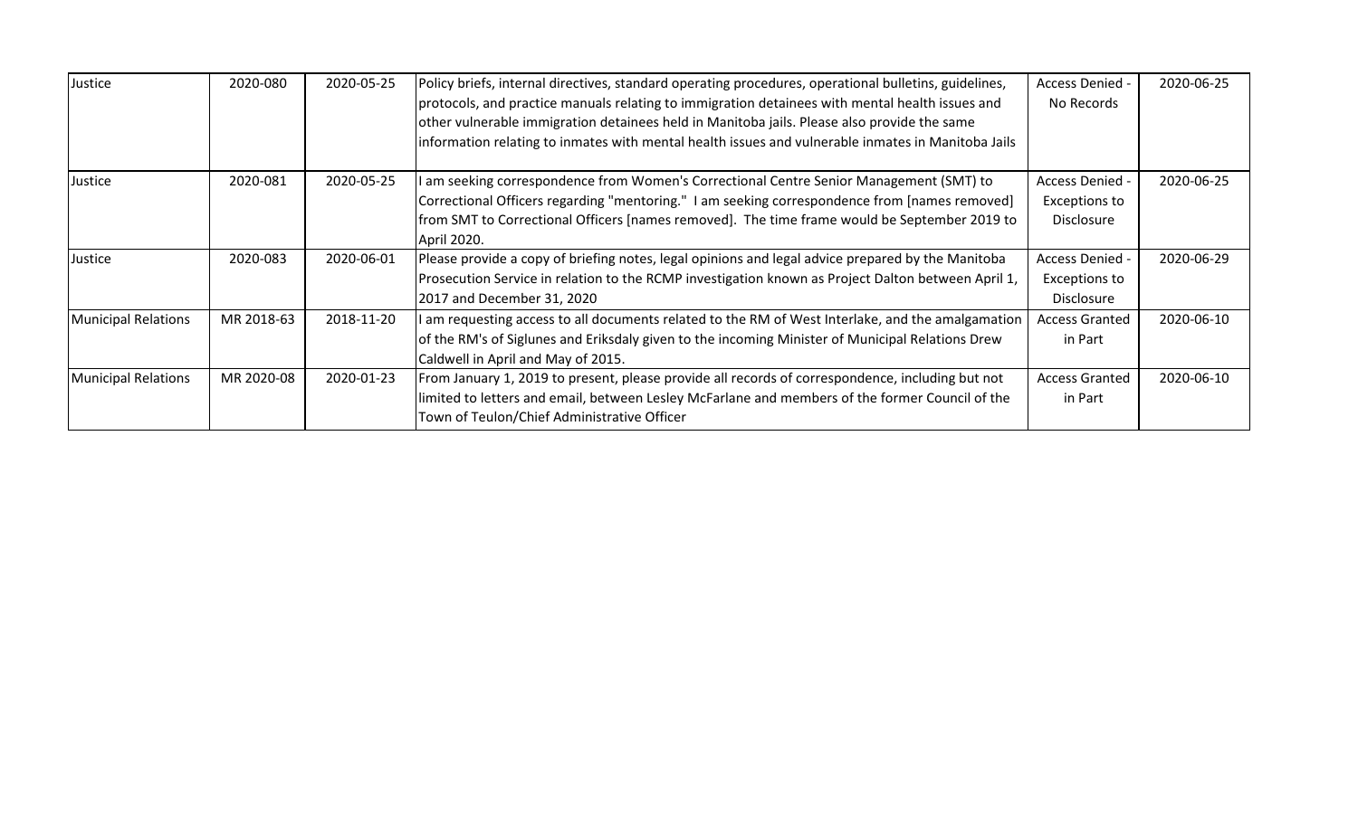| | | | | | |
|---|---|---|---|---|---|
| Justice | 2020-080 | 2020-05-25 | Policy briefs, internal directives, standard operating procedures, operational bulletins, guidelines, protocols, and practice manuals relating to immigration detainees with mental health issues and other vulnerable immigration detainees held in Manitoba jails. Please also provide the same information relating to inmates with mental health issues and vulnerable inmates in Manitoba Jails | Access Denied - No Records | 2020-06-25 |
| Justice | 2020-081 | 2020-05-25 | I am seeking correspondence from Women's Correctional Centre Senior Management (SMT) to Correctional Officers regarding "mentoring." I am seeking correspondence from [names removed] from SMT to Correctional Officers [names removed]. The time frame would be September 2019 to April 2020. | Access Denied - Exceptions to Disclosure | 2020-06-25 |
| Justice | 2020-083 | 2020-06-01 | Please provide a copy of briefing notes, legal opinions and legal advice prepared by the Manitoba Prosecution Service in relation to the RCMP investigation known as Project Dalton between April 1, 2017 and December 31, 2020 | Access Denied - Exceptions to Disclosure | 2020-06-29 |
| Municipal Relations | MR 2018-63 | 2018-11-20 | I am requesting access to all documents related to the RM of West Interlake, and the amalgamation of the RM's of Siglunes and Eriksdaly given to the incoming Minister of Municipal Relations Drew Caldwell in April and May of 2015. | Access Granted in Part | 2020-06-10 |
| Municipal Relations | MR 2020-08 | 2020-01-23 | From January 1, 2019 to present, please provide all records of correspondence, including but not limited to letters and email, between Lesley McFarlane and members of the former Council of the Town of Teulon/Chief Administrative Officer | Access Granted in Part | 2020-06-10 |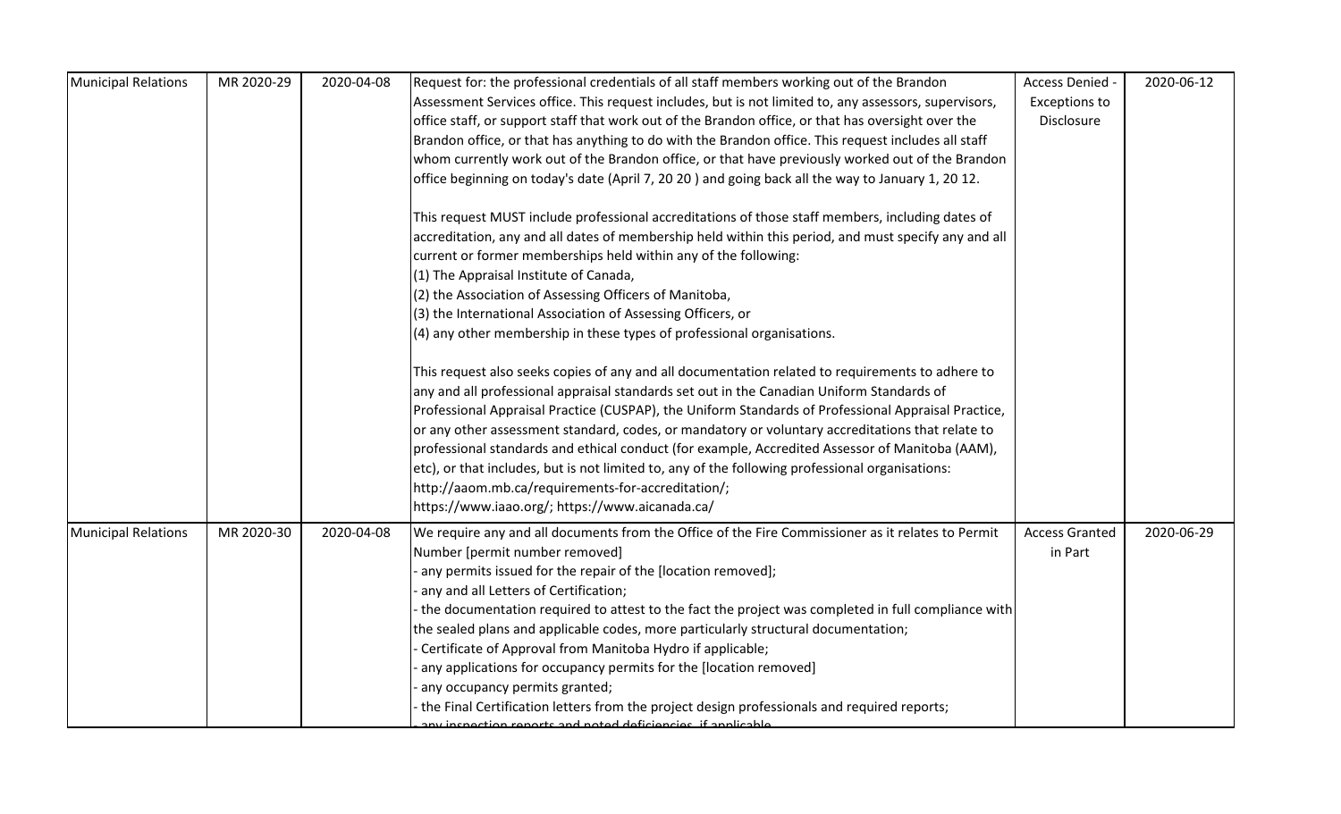| Municipal Relations | MR 2020-29 | 2020-04-08 | Request for: the professional credentials of all staff members working out of the Brandon Assessment Services office. This request includes, but is not limited to, any assessors, supervisors, office staff, or support staff that work out of the Brandon office, or that has oversight over the Brandon office, or that has anything to do with the Brandon office. This request includes all staff whom currently work out of the Brandon office, or that have previously worked out of the Brandon office beginning on today's date (April 7, 20 20 ) and going back all the way to January 1, 20 12.<br><br>This request MUST include professional accreditations of those staff members, including dates of accreditation, any and all dates of membership held within this period, and must specify any and all current or former memberships held within any of the following:<br>(1) The Appraisal Institute of Canada,<br>(2) the Association of Assessing Officers of Manitoba,<br>(3) the International Association of Assessing Officers, or<br>(4) any other membership in these types of professional organisations.<br><br>This request also seeks copies of any and all documentation related to requirements to adhere to any and all professional appraisal standards set out in the Canadian Uniform Standards of Professional Appraisal Practice (CUSPAP), the Uniform Standards of Professional Appraisal Practice, or any other assessment standard, codes, or mandatory or voluntary accreditations that relate to professional standards and ethical conduct (for example, Accredited Assessor of Manitoba (AAM), etc), or that includes, but is not limited to, any of the following professional organisations:<br>http://aaom.mb.ca/requirements-for-accreditation/;<br>https://www.iaao.org/; https://www.aicanada.ca/ | Access Denied - Exceptions to Disclosure | 2020-06-12 |
|---|---|---|---|---|---|
| Municipal Relations | MR 2020-30 | 2020-04-08 | We require any and all documents from the Office of the Fire Commissioner as it relates to Permit Number [permit number removed]<br>- any permits issued for the repair of the [location removed];<br>- any and all Letters of Certification;<br>- the documentation required to attest to the fact the project was completed in full compliance with the sealed plans and applicable codes, more particularly structural documentation;<br>- Certificate of Approval from Manitoba Hydro if applicable;<br>- any applications for occupancy permits for the [location removed]<br>- any occupancy permits granted;<br>- the Final Certification letters from the project design professionals and required reports;<br>- any inspection reports and noted deficiencies, if applicable | Access Granted in Part | 2020-06-29 |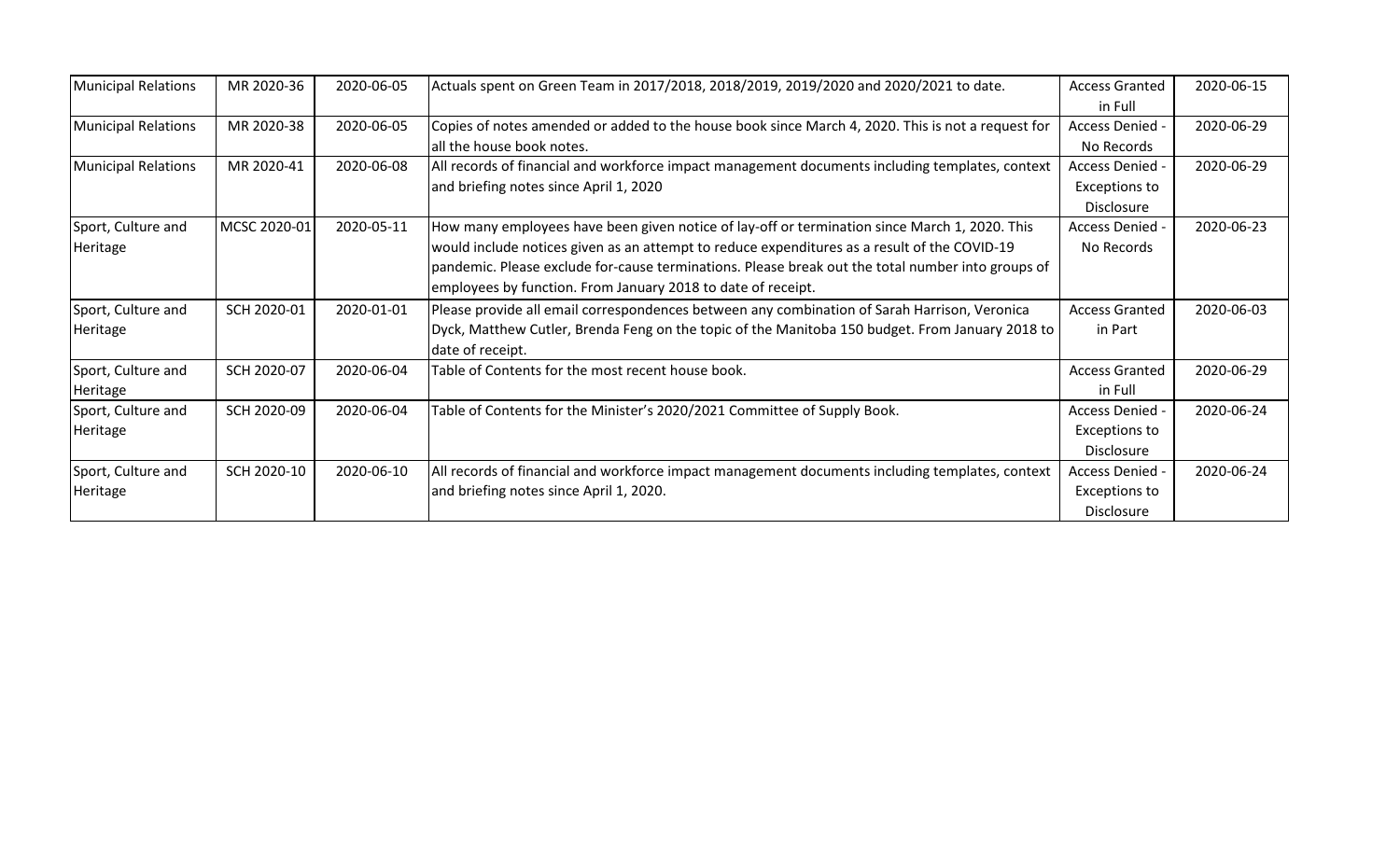| | | | | | |
|---|---|---|---|---|---|
| Municipal Relations | MR 2020-36 | 2020-06-05 | Actuals spent on Green Team in 2017/2018, 2018/2019, 2019/2020 and 2020/2021 to date. | Access Granted in Full | 2020-06-15 |
| Municipal Relations | MR 2020-38 | 2020-06-05 | Copies of notes amended or added to the house book since March 4, 2020. This is not a request for all the house book notes. | Access Denied - No Records | 2020-06-29 |
| Municipal Relations | MR 2020-41 | 2020-06-08 | All records of financial and workforce impact management documents including templates, context and briefing notes since April 1, 2020 | Access Denied - Exceptions to Disclosure | 2020-06-29 |
| Sport, Culture and Heritage | MCSC 2020-01 | 2020-05-11 | How many employees have been given notice of lay-off or termination since March 1, 2020. This would include notices given as an attempt to reduce expenditures as a result of the COVID-19 pandemic. Please exclude for-cause terminations. Please break out the total number into groups of employees by function. From January 2018 to date of receipt. | Access Denied - No Records | 2020-06-23 |
| Sport, Culture and Heritage | SCH 2020-01 | 2020-01-01 | Please provide all email correspondences between any combination of Sarah Harrison, Veronica Dyck, Matthew Cutler, Brenda Feng on the topic of the Manitoba 150 budget. From January 2018 to date of receipt. | Access Granted in Part | 2020-06-03 |
| Sport, Culture and Heritage | SCH 2020-07 | 2020-06-04 | Table of Contents for the most recent house book. | Access Granted in Full | 2020-06-29 |
| Sport, Culture and Heritage | SCH 2020-09 | 2020-06-04 | Table of Contents for the Minister's 2020/2021 Committee of Supply Book. | Access Denied - Exceptions to Disclosure | 2020-06-24 |
| Sport, Culture and Heritage | SCH 2020-10 | 2020-06-10 | All records of financial and workforce impact management documents including templates, context and briefing notes since April 1, 2020. | Access Denied - Exceptions to Disclosure | 2020-06-24 |